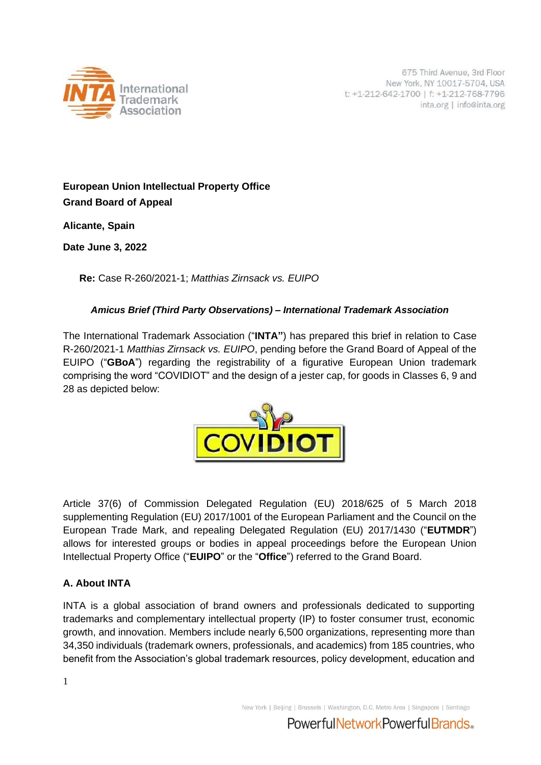675 Third Avenue, 3rd Floor
New York, NY 10017-5704, USA
t: +1-212-642-1700 | f: +1-212-768-7796
inta.org | info@inta.org

**European Union Intellectual Property Office**
**Grand Board of Appeal**

**Alicante, Spain**

**Date June 3, 2022**

**Re:** Case R-260/2021-1; *Matthias Zirnsack vs. EUIPO*

***Amicus Brief (Third Party Observations) – International Trademark Association***

The International Trademark Association ("**INTA"**) has prepared this brief in relation to Case R-260/2021-1 *Matthias Zirnsack vs. EUIPO*, pending before the Grand Board of Appeal of the EUIPO ("**GBoA**") regarding the registrability of a figurative European Union trademark comprising the word "COVIDIOT" and the design of a jester cap, for goods in Classes 6, 9 and 28 as depicted below:

COVIDIOT

Article 37(6) of Commission Delegated Regulation (EU) 2018/625 of 5 March 2018 supplementing Regulation (EU) 2017/1001 of the European Parliament and the Council on the European Trade Mark, and repealing Delegated Regulation (EU) 2017/1430 ("**EUTMDR**") allows for interested groups or bodies in appeal proceedings before the European Union Intellectual Property Office ("**EUIPO**" or the "**Office**") referred to the Grand Board.

## A. About INTA

INTA is a global association of brand owners and professionals dedicated to supporting trademarks and complementary intellectual property (IP) to foster consumer trust, economic growth, and innovation. Members include nearly 6,500 organizations, representing more than 34,350 individuals (trademark owners, professionals, and academics) from 185 countries, who benefit from the Association's global trademark resources, policy development, education and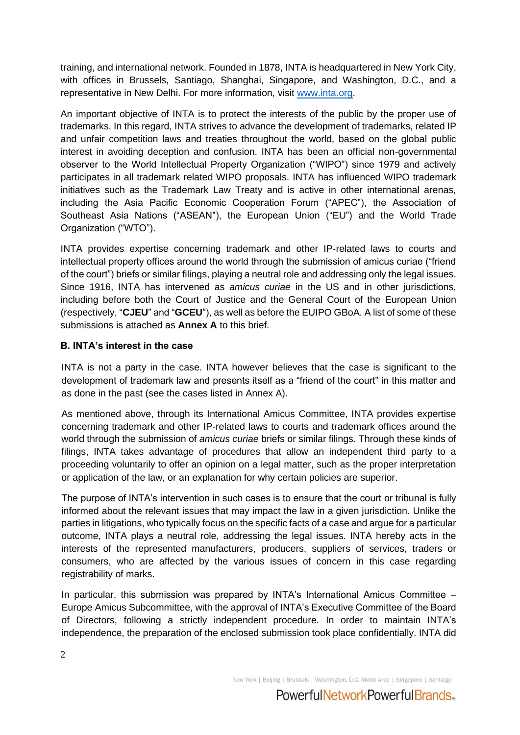training, and international network. Founded in 1878, INTA is headquartered in New York City, with offices in Brussels, Santiago, Shanghai, Singapore, and Washington, D.C., and a representative in New Delhi. For more information, visit [www.inta.org](http://www.inta.org).

An important objective of INTA is to protect the interests of the public by the proper use of trademarks. In this regard, INTA strives to advance the development of trademarks, related IP and unfair competition laws and treaties throughout the world, based on the global public interest in avoiding deception and confusion. INTA has been an official non-governmental observer to the World Intellectual Property Organization ("WIPO") since 1979 and actively participates in all trademark related WIPO proposals. INTA has influenced WIPO trademark initiatives such as the Trademark Law Treaty and is active in other international arenas, including the Asia Pacific Economic Cooperation Forum ("APEC"), the Association of Southeast Asia Nations ("ASEAN"), the European Union ("EU") and the World Trade Organization ("WTO").

INTA provides expertise concerning trademark and other IP-related laws to courts and intellectual property offices around the world through the submission of amicus curiae ("friend of the court") briefs or similar filings, playing a neutral role and addressing only the legal issues. Since 1916, INTA has intervened as *amicus curiae* in the US and in other jurisdictions, including before both the Court of Justice and the General Court of the European Union (respectively, "**CJEU**" and "**GCEU**"), as well as before the EUIPO GBoA. A list of some of these submissions is attached as **Annex A** to this brief.

### B. INTA's interest in the case

INTA is not a party in the case. INTA however believes that the case is significant to the development of trademark law and presents itself as a "friend of the court" in this matter and as done in the past (see the cases listed in Annex A).

As mentioned above, through its International Amicus Committee, INTA provides expertise concerning trademark and other IP-related laws to courts and trademark offices around the world through the submission of *amicus curiae* briefs or similar filings. Through these kinds of filings, INTA takes advantage of procedures that allow an independent third party to a proceeding voluntarily to offer an opinion on a legal matter, such as the proper interpretation or application of the law, or an explanation for why certain policies are superior.

The purpose of INTA's intervention in such cases is to ensure that the court or tribunal is fully informed about the relevant issues that may impact the law in a given jurisdiction. Unlike the parties in litigations, who typically focus on the specific facts of a case and argue for a particular outcome, INTA plays a neutral role, addressing the legal issues. INTA hereby acts in the interests of the represented manufacturers, producers, suppliers of services, traders or consumers, who are affected by the various issues of concern in this case regarding registrability of marks.

In particular, this submission was prepared by INTA's International Amicus Committee – Europe Amicus Subcommittee, with the approval of INTA's Executive Committee of the Board of Directors, following a strictly independent procedure. In order to maintain INTA's independence, the preparation of the enclosed submission took place confidentially. INTA did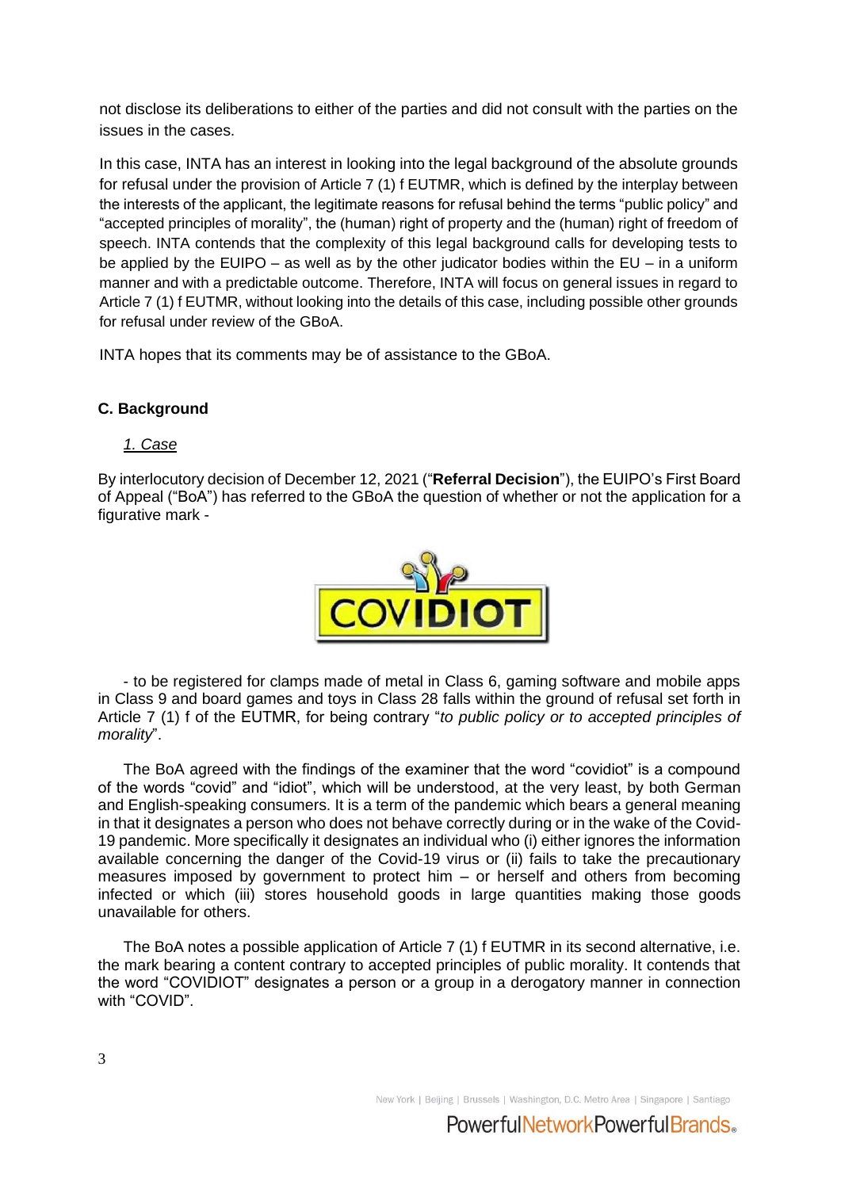not disclose its deliberations to either of the parties and did not consult with the parties on the issues in the cases.

In this case, INTA has an interest in looking into the legal background of the absolute grounds for refusal under the provision of Article 7 (1) f EUTMR, which is defined by the interplay between the interests of the applicant, the legitimate reasons for refusal behind the terms "public policy" and "accepted principles of morality", the (human) right of property and the (human) right of freedom of speech. INTA contends that the complexity of this legal background calls for developing tests to be applied by the EUIPO – as well as by the other judicator bodies within the EU – in a uniform manner and with a predictable outcome. Therefore, INTA will focus on general issues in regard to Article 7 (1) f EUTMR, without looking into the details of this case, including possible other grounds for refusal under review of the GBoA.

INTA hopes that its comments may be of assistance to the GBoA.

### C. Background

*1. Case*

By interlocutory decision of December 12, 2021 ("**Referral Decision**"), the EUIPO's First Board of Appeal ("BoA") has referred to the GBoA the question of whether or not the application for a figurative mark -

- to be registered for clamps made of metal in Class 6, gaming software and mobile apps in Class 9 and board games and toys in Class 28 falls within the ground of refusal set forth in Article 7 (1) f of the EUTMR, for being contrary "*to public policy or to accepted principles of morality*".

The BoA agreed with the findings of the examiner that the word "covidiot" is a compound of the words "covid" and "idiot", which will be understood, at the very least, by both German and English-speaking consumers. It is a term of the pandemic which bears a general meaning in that it designates a person who does not behave correctly during or in the wake of the Covid-19 pandemic. More specifically it designates an individual who (i) either ignores the information available concerning the danger of the Covid-19 virus or (ii) fails to take the precautionary measures imposed by government to protect him – or herself and others from becoming infected or which (iii) stores household goods in large quantities making those goods unavailable for others.

The BoA notes a possible application of Article 7 (1) f EUTMR in its second alternative, i.e. the mark bearing a content contrary to accepted principles of public morality. It contends that the word "COVIDIOT" designates a person or a group in a derogatory manner in connection with "COVID".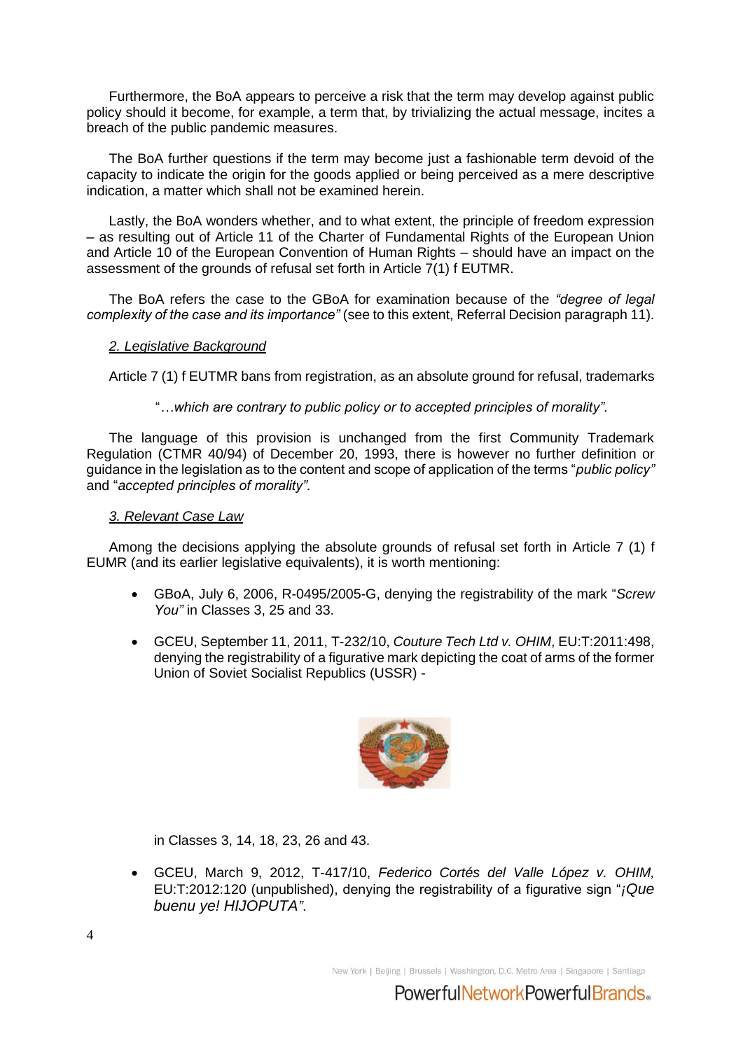Furthermore, the BoA appears to perceive a risk that the term may develop against public policy should it become, for example, a term that, by trivializing the actual message, incites a breach of the public pandemic measures.

The BoA further questions if the term may become just a fashionable term devoid of the capacity to indicate the origin for the goods applied or being perceived as a mere descriptive indication, a matter which shall not be examined herein.

Lastly, the BoA wonders whether, and to what extent, the principle of freedom expression – as resulting out of Article 11 of the Charter of Fundamental Rights of the European Union and Article 10 of the European Convention of Human Rights – should have an impact on the assessment of the grounds of refusal set forth in Article 7(1) f EUTMR.

The BoA refers the case to the GBoA for examination because of the *"degree of legal complexity of the case and its importance"* (see to this extent, Referral Decision paragraph 11).

### *2. Legislative Background*

Article 7 (1) f EUTMR bans from registration, as an absolute ground for refusal, trademarks

> "*…which are contrary to public policy or to accepted principles of morality".*

The language of this provision is unchanged from the first Community Trademark Regulation (CTMR 40/94) of December 20, 1993, there is however no further definition or guidance in the legislation as to the content and scope of application of the terms "*public policy"* and "*accepted principles of morality".*

### *3. Relevant Case Law*

Among the decisions applying the absolute grounds of refusal set forth in Article 7 (1) f EUMR (and its earlier legislative equivalents), it is worth mentioning:

- GBoA, July 6, 2006, R-0495/2005-G, denying the registrability of the mark "*Screw You"* in Classes 3, 25 and 33.
- GCEU, September 11, 2011, T-232/10, *Couture Tech Ltd v. OHIM*, EU:T:2011:498, denying the registrability of a figurative mark depicting the coat of arms of the former Union of Soviet Socialist Republics (USSR) -

  in Classes 3, 14, 18, 23, 26 and 43.
- GCEU, March 9, 2012, T-417/10, *Federico Cortés del Valle López v. OHIM,* EU:T:2012:120 (unpublished), denying the registrability of a figurative sign "*¡Que buenu ye! HIJOPUTA".*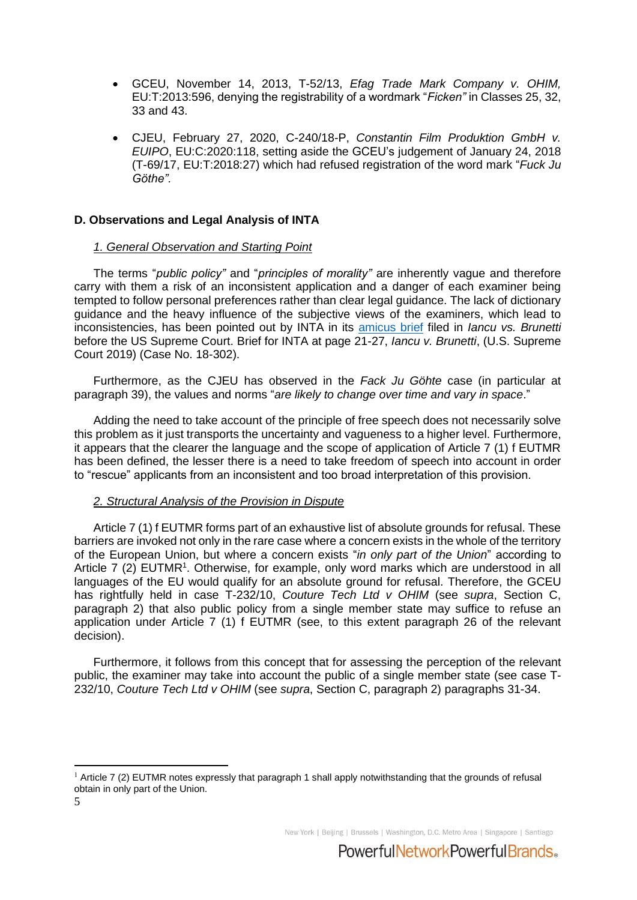- GCEU, November 14, 2013, T-52/13, *Efag Trade Mark Company v. OHIM,* EU:T:2013:596, denying the registrability of a wordmark "*Ficken"* in Classes 25, 32, 33 and 43.

- CJEU, February 27, 2020, C-240/18-P, *Constantin Film Produktion GmbH v. EUIPO*, EU:C:2020:118, setting aside the GCEU's judgement of January 24, 2018 (T-69/17, EU:T:2018:27) which had refused registration of the word mark "*Fuck Ju Göthe".*

## D. Observations and Legal Analysis of INTA

### *1. General Observation and Starting Point*

The terms "*public policy"* and "*principles of morality"* are inherently vague and therefore carry with them a risk of an inconsistent application and a danger of each examiner being tempted to follow personal preferences rather than clear legal guidance. The lack of dictionary guidance and the heavy influence of the subjective views of the examiners, which lead to inconsistencies, has been pointed out by INTA in its amicus brief filed in *Iancu vs. Brunetti* before the US Supreme Court. Brief for INTA at page 21-27, *Iancu v. Brunetti*, (U.S. Supreme Court 2019) (Case No. 18-302).

Furthermore, as the CJEU has observed in the *Fack Ju Göhte* case (in particular at paragraph 39), the values and norms "*are likely to change over time and vary in space*."

Adding the need to take account of the principle of free speech does not necessarily solve this problem as it just transports the uncertainty and vagueness to a higher level. Furthermore, it appears that the clearer the language and the scope of application of Article 7 (1) f EUTMR has been defined, the lesser there is a need to take freedom of speech into account in order to "rescue" applicants from an inconsistent and too broad interpretation of this provision.

### *2. Structural Analysis of the Provision in Dispute*

Article 7 (1) f EUTMR forms part of an exhaustive list of absolute grounds for refusal. These barriers are invoked not only in the rare case where a concern exists in the whole of the territory of the European Union, but where a concern exists "*in only part of the Union*" according to Article 7 (2) EUTMR[1]. Otherwise, for example, only word marks which are understood in all languages of the EU would qualify for an absolute ground for refusal. Therefore, the GCEU has rightfully held in case T-232/10, *Couture Tech Ltd v OHIM* (see *supra*, Section C, paragraph 2) that also public policy from a single member state may suffice to refuse an application under Article 7 (1) f EUTMR (see, to this extent paragraph 26 of the relevant decision).

Furthermore, it follows from this concept that for assessing the perception of the relevant public, the examiner may take into account the public of a single member state (see case T-232/10, *Couture Tech Ltd v OHIM* (see *supra*, Section C, paragraph 2) paragraphs 31-34.

[1] Article 7 (2) EUTMR notes expressly that paragraph 1 shall apply notwithstanding that the grounds of refusal obtain in only part of the Union.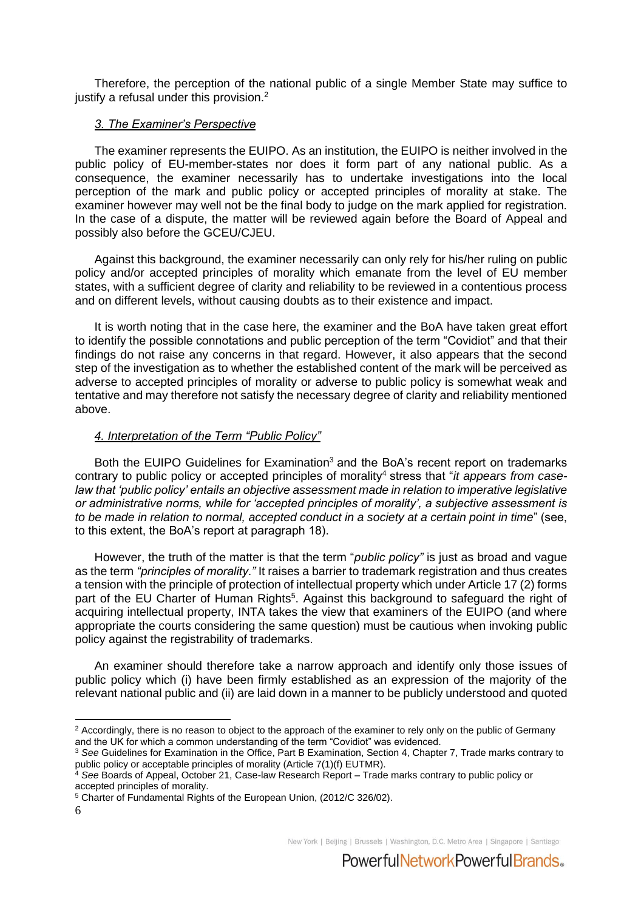Therefore, the perception of the national public of a single Member State may suffice to justify a refusal under this provision.[2]

### *3. The Examiner's Perspective*

The examiner represents the EUIPO. As an institution, the EUIPO is neither involved in the public policy of EU-member-states nor does it form part of any national public. As a consequence, the examiner necessarily has to undertake investigations into the local perception of the mark and public policy or accepted principles of morality at stake. The examiner however may well not be the final body to judge on the mark applied for registration. In the case of a dispute, the matter will be reviewed again before the Board of Appeal and possibly also before the GCEU/CJEU.

Against this background, the examiner necessarily can only rely for his/her ruling on public policy and/or accepted principles of morality which emanate from the level of EU member states, with a sufficient degree of clarity and reliability to be reviewed in a contentious process and on different levels, without causing doubts as to their existence and impact.

It is worth noting that in the case here, the examiner and the BoA have taken great effort to identify the possible connotations and public perception of the term "Covidiot" and that their findings do not raise any concerns in that regard. However, it also appears that the second step of the investigation as to whether the established content of the mark will be perceived as adverse to accepted principles of morality or adverse to public policy is somewhat weak and tentative and may therefore not satisfy the necessary degree of clarity and reliability mentioned above.

### *4. Interpretation of the Term "Public Policy"*

Both the EUIPO Guidelines for Examination[3] and the BoA's recent report on trademarks contrary to public policy or accepted principles of morality[4] stress that "*it appears from case-law that 'public policy' entails an objective assessment made in relation to imperative legislative or administrative norms, while for 'accepted principles of morality', a subjective assessment is to be made in relation to normal, accepted conduct in a society at a certain point in time*" (see, to this extent, the BoA's report at paragraph 18).

However, the truth of the matter is that the term "*public policy"* is just as broad and vague as the term *"principles of morality."* It raises a barrier to trademark registration and thus creates a tension with the principle of protection of intellectual property which under Article 17 (2) forms part of the EU Charter of Human Rights[5]. Against this background to safeguard the right of acquiring intellectual property, INTA takes the view that examiners of the EUIPO (and where appropriate the courts considering the same question) must be cautious when invoking public policy against the registrability of trademarks.

An examiner should therefore take a narrow approach and identify only those issues of public policy which (i) have been firmly established as an expression of the majority of the relevant national public and (ii) are laid down in a manner to be publicly understood and quoted

---

[2] Accordingly, there is no reason to object to the approach of the examiner to rely only on the public of Germany and the UK for which a common understanding of the term "Covidiot" was evidenced.

[3] *See* Guidelines for Examination in the Office, Part B Examination, Section 4, Chapter 7, Trade marks contrary to public policy or acceptable principles of morality (Article 7(1)(f) EUTMR).

[4] *See* Boards of Appeal, October 21, Case-law Research Report – Trade marks contrary to public policy or accepted principles of morality.

[5] Charter of Fundamental Rights of the European Union, (2012/C 326/02).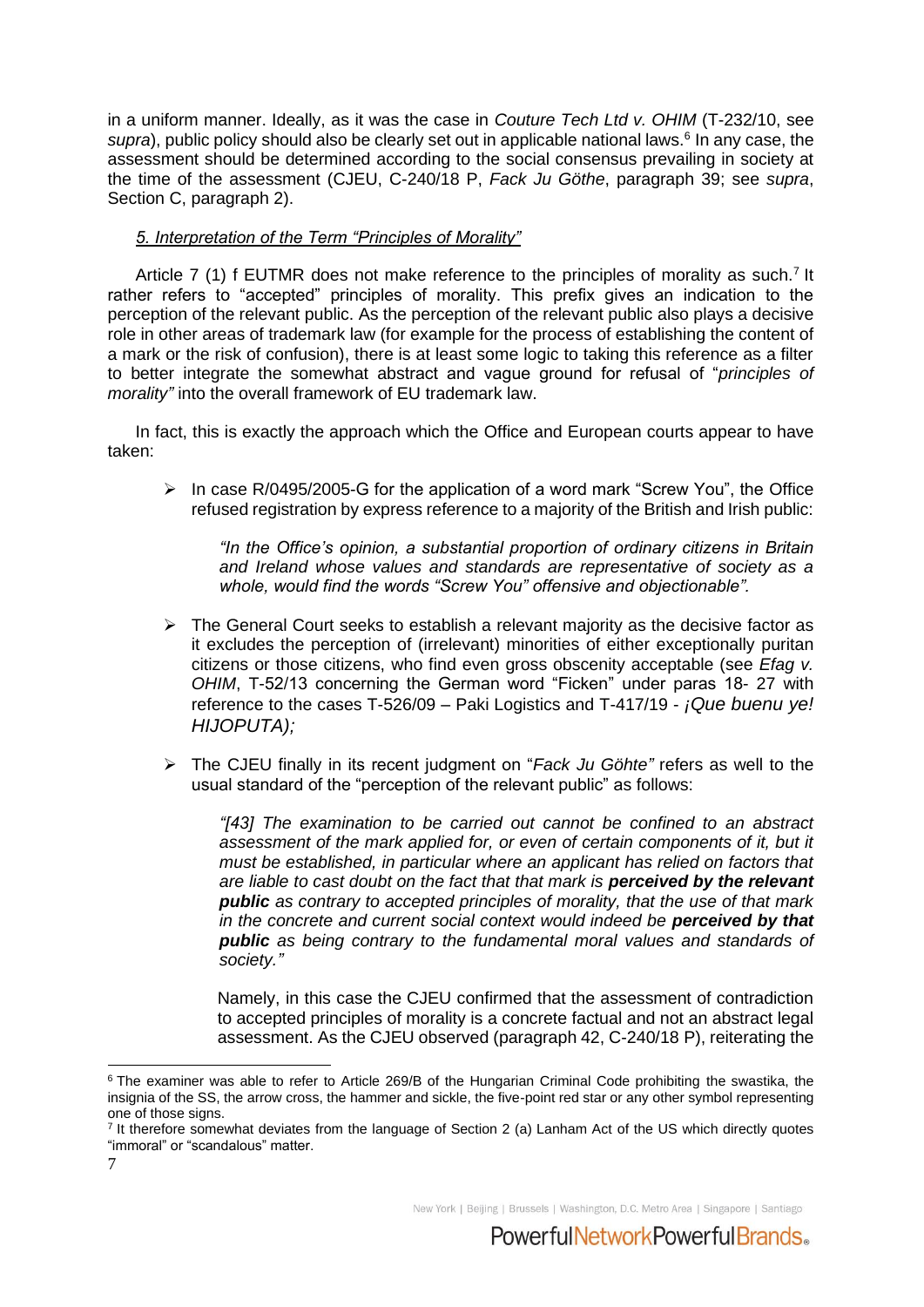in a uniform manner. Ideally, as it was the case in *Couture Tech Ltd v. OHIM* (T-232/10, see *supra*), public policy should also be clearly set out in applicable national laws.[6] In any case, the assessment should be determined according to the social consensus prevailing in society at the time of the assessment (CJEU, C-240/18 P, *Fack Ju Göthe*, paragraph 39; see *supra*, Section C, paragraph 2).

### *5. Interpretation of the Term "Principles of Morality"*

Article 7 (1) f EUTMR does not make reference to the principles of morality as such.[7] It rather refers to "accepted" principles of morality. This prefix gives an indication to the perception of the relevant public. As the perception of the relevant public also plays a decisive role in other areas of trademark law (for example for the process of establishing the content of a mark or the risk of confusion), there is at least some logic to taking this reference as a filter to better integrate the somewhat abstract and vague ground for refusal of "*principles of morality"* into the overall framework of EU trademark law.

In fact, this is exactly the approach which the Office and European courts appear to have taken:

- In case R/0495/2005-G for the application of a word mark "Screw You", the Office refused registration by express reference to a majority of the British and Irish public:

  > *"In the Office's opinion, a substantial proportion of ordinary citizens in Britain and Ireland whose values and standards are representative of society as a whole, would find the words "Screw You" offensive and objectionable".*

- The General Court seeks to establish a relevant majority as the decisive factor as it excludes the perception of (irrelevant) minorities of either exceptionally puritan citizens or those citizens, who find even gross obscenity acceptable (see *Efag v. OHIM*, T-52/13 concerning the German word "Ficken" under paras 18- 27 with reference to the cases T-526/09 – Paki Logistics and T-417/19 - *¡Que buenu ye! HIJOPUTA);*

- The CJEU finally in its recent judgment on "*Fack Ju Göhte"* refers as well to the usual standard of the "perception of the relevant public" as follows:

  > *"[43] The examination to be carried out cannot be confined to an abstract assessment of the mark applied for, or even of certain components of it, but it must be established, in particular where an applicant has relied on factors that are liable to cast doubt on the fact that that mark is **perceived by the relevant public** as contrary to accepted principles of morality, that the use of that mark in the concrete and current social context would indeed be **perceived by that public** as being contrary to the fundamental moral values and standards of society."*

  Namely, in this case the CJEU confirmed that the assessment of contradiction to accepted principles of morality is a concrete factual and not an abstract legal assessment. As the CJEU observed (paragraph 42, C-240/18 P), reiterating the

---

[6] The examiner was able to refer to Article 269/B of the Hungarian Criminal Code prohibiting the swastika, the insignia of the SS, the arrow cross, the hammer and sickle, the five-point red star or any other symbol representing one of those signs.

[7] It therefore somewhat deviates from the language of Section 2 (a) Lanham Act of the US which directly quotes "immoral" or "scandalous" matter.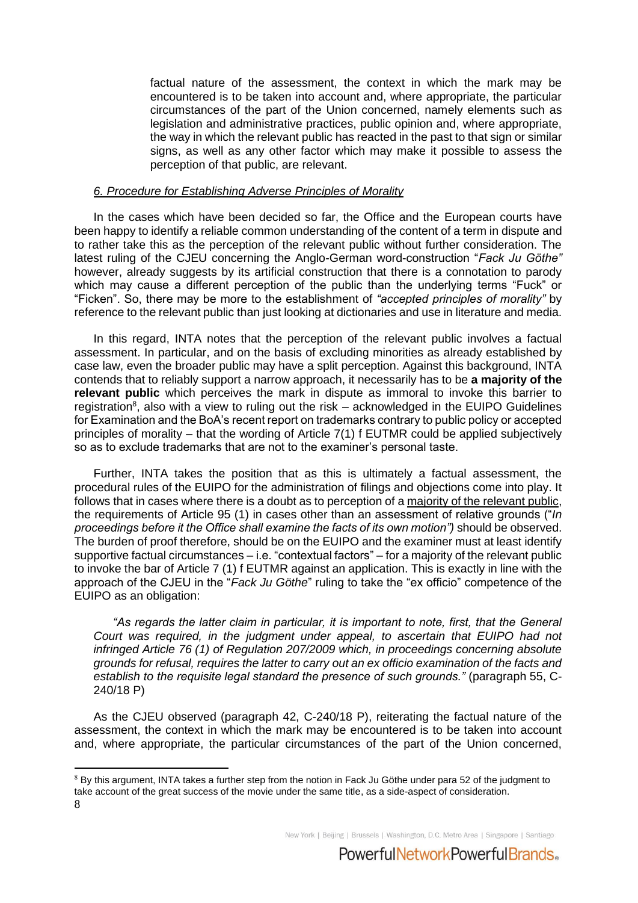factual nature of the assessment, the context in which the mark may be encountered is to be taken into account and, where appropriate, the particular circumstances of the part of the Union concerned, namely elements such as legislation and administrative practices, public opinion and, where appropriate, the way in which the relevant public has reacted in the past to that sign or similar signs, as well as any other factor which may make it possible to assess the perception of that public, are relevant.

### *6. Procedure for Establishing Adverse Principles of Morality*

In the cases which have been decided so far, the Office and the European courts have been happy to identify a reliable common understanding of the content of a term in dispute and to rather take this as the perception of the relevant public without further consideration. The latest ruling of the CJEU concerning the Anglo-German word-construction "*Fack Ju Göthe"* however, already suggests by its artificial construction that there is a connotation to parody which may cause a different perception of the public than the underlying terms "Fuck" or "Ficken". So, there may be more to the establishment of *"accepted principles of morality"* by reference to the relevant public than just looking at dictionaries and use in literature and media.

In this regard, INTA notes that the perception of the relevant public involves a factual assessment. In particular, and on the basis of excluding minorities as already established by case law, even the broader public may have a split perception. Against this background, INTA contends that to reliably support a narrow approach, it necessarily has to be **a majority of the relevant public** which perceives the mark in dispute as immoral to invoke this barrier to registration[8], also with a view to ruling out the risk – acknowledged in the EUIPO Guidelines for Examination and the BoA's recent report on trademarks contrary to public policy or accepted principles of morality – that the wording of Article 7(1) f EUTMR could be applied subjectively so as to exclude trademarks that are not to the examiner's personal taste.

Further, INTA takes the position that as this is ultimately a factual assessment, the procedural rules of the EUIPO for the administration of filings and objections come into play. It follows that in cases where there is a doubt as to perception of a <u>majority of the relevant public</u>, the requirements of Article 95 (1) in cases other than an assessment of relative grounds ("*In proceedings before it the Office shall examine the facts of its own motion")* should be observed. The burden of proof therefore, should be on the EUIPO and the examiner must at least identify supportive factual circumstances – i.e. "contextual factors" – for a majority of the relevant public to invoke the bar of Article 7 (1) f EUTMR against an application. This is exactly in line with the approach of the CJEU in the "*Fack Ju Göthe*" ruling to take the "ex officio" competence of the EUIPO as an obligation:

> *"As regards the latter claim in particular, it is important to note, first, that the General Court was required, in the judgment under appeal, to ascertain that EUIPO had not infringed Article 76 (1) of Regulation 207/2009 which, in proceedings concerning absolute grounds for refusal, requires the latter to carry out an ex officio examination of the facts and establish to the requisite legal standard the presence of such grounds."* (paragraph 55, C-240/18 P)

As the CJEU observed (paragraph 42, C-240/18 P), reiterating the factual nature of the assessment, the context in which the mark may be encountered is to be taken into account and, where appropriate, the particular circumstances of the part of the Union concerned,

---

[8] By this argument, INTA takes a further step from the notion in Fack Ju Göthe under para 52 of the judgment to take account of the great success of the movie under the same title, as a side-aspect of consideration.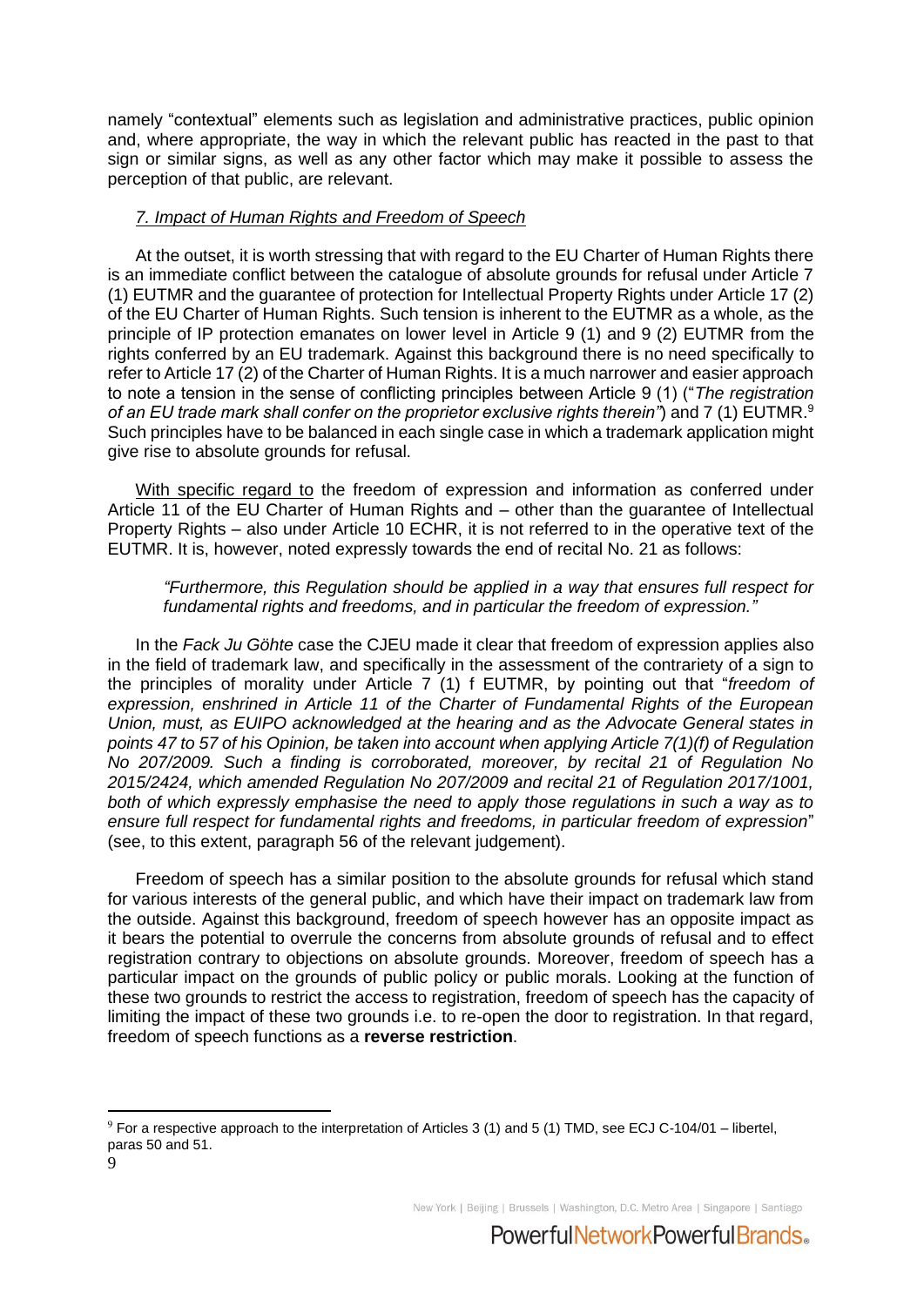namely "contextual" elements such as legislation and administrative practices, public opinion and, where appropriate, the way in which the relevant public has reacted in the past to that sign or similar signs, as well as any other factor which may make it possible to assess the perception of that public, are relevant.

### *7. Impact of Human Rights and Freedom of Speech*

At the outset, it is worth stressing that with regard to the EU Charter of Human Rights there is an immediate conflict between the catalogue of absolute grounds for refusal under Article 7 (1) EUTMR and the guarantee of protection for Intellectual Property Rights under Article 17 (2) of the EU Charter of Human Rights. Such tension is inherent to the EUTMR as a whole, as the principle of IP protection emanates on lower level in Article 9 (1) and 9 (2) EUTMR from the rights conferred by an EU trademark. Against this background there is no need specifically to refer to Article 17 (2) of the Charter of Human Rights. It is a much narrower and easier approach to note a tension in the sense of conflicting principles between Article 9 (1) ("*The registration of an EU trade mark shall confer on the proprietor exclusive rights therein"*) and 7 (1) EUTMR.[9] Such principles have to be balanced in each single case in which a trademark application might give rise to absolute grounds for refusal.

With specific regard to the freedom of expression and information as conferred under Article 11 of the EU Charter of Human Rights and – other than the guarantee of Intellectual Property Rights – also under Article 10 ECHR, it is not referred to in the operative text of the EUTMR. It is, however, noted expressly towards the end of recital No. 21 as follows:

> *"Furthermore, this Regulation should be applied in a way that ensures full respect for fundamental rights and freedoms, and in particular the freedom of expression."*

In the *Fack Ju Göhte* case the CJEU made it clear that freedom of expression applies also in the field of trademark law, and specifically in the assessment of the contrariety of a sign to the principles of morality under Article 7 (1) f EUTMR, by pointing out that "*freedom of expression, enshrined in Article 11 of the Charter of Fundamental Rights of the European Union, must, as EUIPO acknowledged at the hearing and as the Advocate General states in points 47 to 57 of his Opinion, be taken into account when applying Article 7(1)(f) of Regulation No 207/2009. Such a finding is corroborated, moreover, by recital 21 of Regulation No 2015/2424, which amended Regulation No 207/2009 and recital 21 of Regulation 2017/1001, both of which expressly emphasise the need to apply those regulations in such a way as to ensure full respect for fundamental rights and freedoms, in particular freedom of expression*" (see, to this extent, paragraph 56 of the relevant judgement).

Freedom of speech has a similar position to the absolute grounds for refusal which stand for various interests of the general public, and which have their impact on trademark law from the outside. Against this background, freedom of speech however has an opposite impact as it bears the potential to overrule the concerns from absolute grounds of refusal and to effect registration contrary to objections on absolute grounds. Moreover, freedom of speech has a particular impact on the grounds of public policy or public morals. Looking at the function of these two grounds to restrict the access to registration, freedom of speech has the capacity of limiting the impact of these two grounds i.e. to re-open the door to registration. In that regard, freedom of speech functions as a **reverse restriction**.

---

[9] For a respective approach to the interpretation of Articles 3 (1) and 5 (1) TMD, see ECJ C-104/01 – libertel, paras 50 and 51.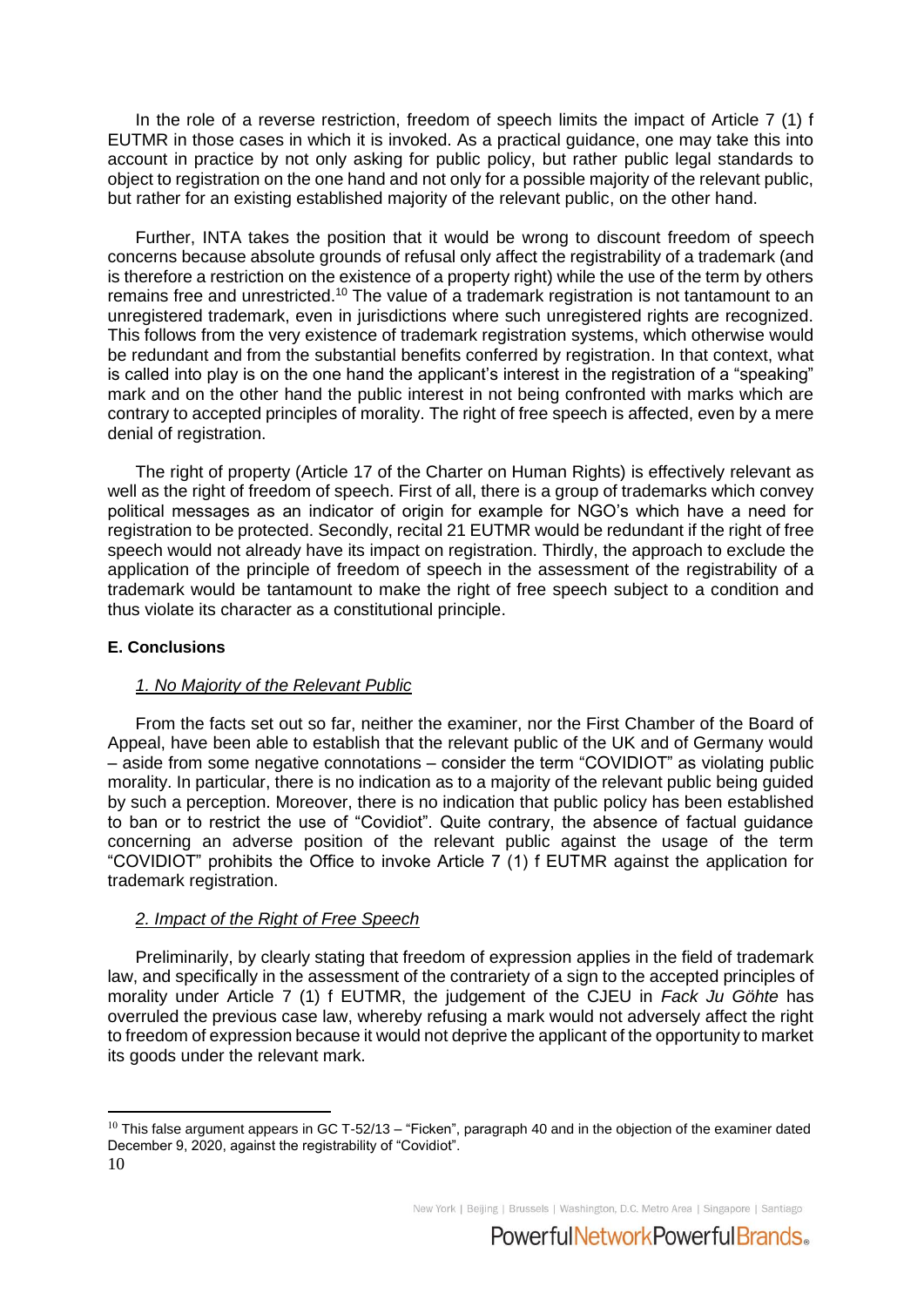In the role of a reverse restriction, freedom of speech limits the impact of Article 7 (1) f EUTMR in those cases in which it is invoked. As a practical guidance, one may take this into account in practice by not only asking for public policy, but rather public legal standards to object to registration on the one hand and not only for a possible majority of the relevant public, but rather for an existing established majority of the relevant public, on the other hand.

Further, INTA takes the position that it would be wrong to discount freedom of speech concerns because absolute grounds of refusal only affect the registrability of a trademark (and is therefore a restriction on the existence of a property right) while the use of the term by others remains free and unrestricted.[10] The value of a trademark registration is not tantamount to an unregistered trademark, even in jurisdictions where such unregistered rights are recognized. This follows from the very existence of trademark registration systems, which otherwise would be redundant and from the substantial benefits conferred by registration. In that context, what is called into play is on the one hand the applicant's interest in the registration of a "speaking" mark and on the other hand the public interest in not being confronted with marks which are contrary to accepted principles of morality. The right of free speech is affected, even by a mere denial of registration.

The right of property (Article 17 of the Charter on Human Rights) is effectively relevant as well as the right of freedom of speech. First of all, there is a group of trademarks which convey political messages as an indicator of origin for example for NGO's which have a need for registration to be protected. Secondly, recital 21 EUTMR would be redundant if the right of free speech would not already have its impact on registration. Thirdly, the approach to exclude the application of the principle of freedom of speech in the assessment of the registrability of a trademark would be tantamount to make the right of free speech subject to a condition and thus violate its character as a constitutional principle.

## E. Conclusions

### *1. No Majority of the Relevant Public*

From the facts set out so far, neither the examiner, nor the First Chamber of the Board of Appeal, have been able to establish that the relevant public of the UK and of Germany would – aside from some negative connotations – consider the term "COVIDIOT" as violating public morality. In particular, there is no indication as to a majority of the relevant public being guided by such a perception. Moreover, there is no indication that public policy has been established to ban or to restrict the use of "Covidiot". Quite contrary, the absence of factual guidance concerning an adverse position of the relevant public against the usage of the term "COVIDIOT" prohibits the Office to invoke Article 7 (1) f EUTMR against the application for trademark registration.

### *2. Impact of the Right of Free Speech*

Preliminarily, by clearly stating that freedom of expression applies in the field of trademark law, and specifically in the assessment of the contrariety of a sign to the accepted principles of morality under Article 7 (1) f EUTMR, the judgement of the CJEU in *Fack Ju Göhte* has overruled the previous case law, whereby refusing a mark would not adversely affect the right to freedom of expression because it would not deprive the applicant of the opportunity to market its goods under the relevant mark.

[10] This false argument appears in GC T-52/13 – "Ficken", paragraph 40 and in the objection of the examiner dated December 9, 2020, against the registrability of "Covidiot".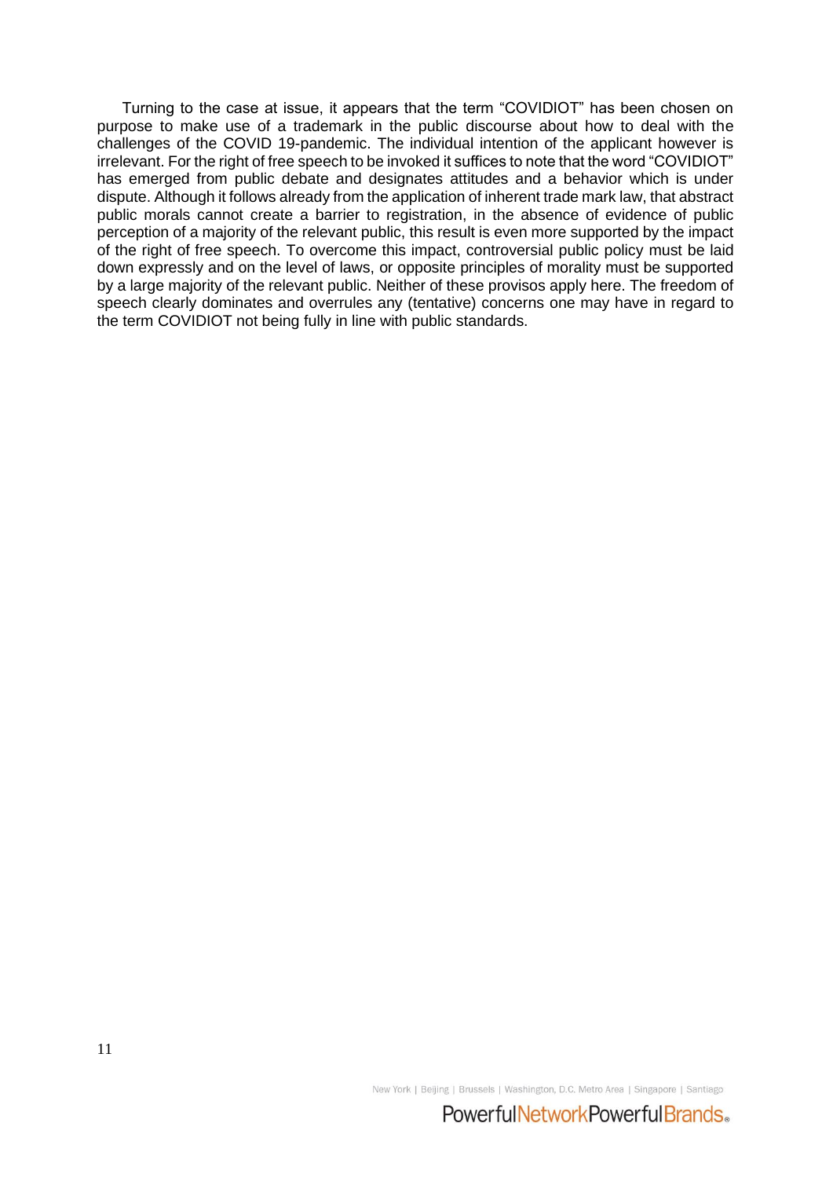Turning to the case at issue, it appears that the term "COVIDIOT" has been chosen on purpose to make use of a trademark in the public discourse about how to deal with the challenges of the COVID 19-pandemic. The individual intention of the applicant however is irrelevant. For the right of free speech to be invoked it suffices to note that the word "COVIDIOT" has emerged from public debate and designates attitudes and a behavior which is under dispute. Although it follows already from the application of inherent trade mark law, that abstract public morals cannot create a barrier to registration, in the absence of evidence of public perception of a majority of the relevant public, this result is even more supported by the impact of the right of free speech. To overcome this impact, controversial public policy must be laid down expressly and on the level of laws, or opposite principles of morality must be supported by a large majority of the relevant public. Neither of these provisos apply here. The freedom of speech clearly dominates and overrules any (tentative) concerns one may have in regard to the term COVIDIOT not being fully in line with public standards.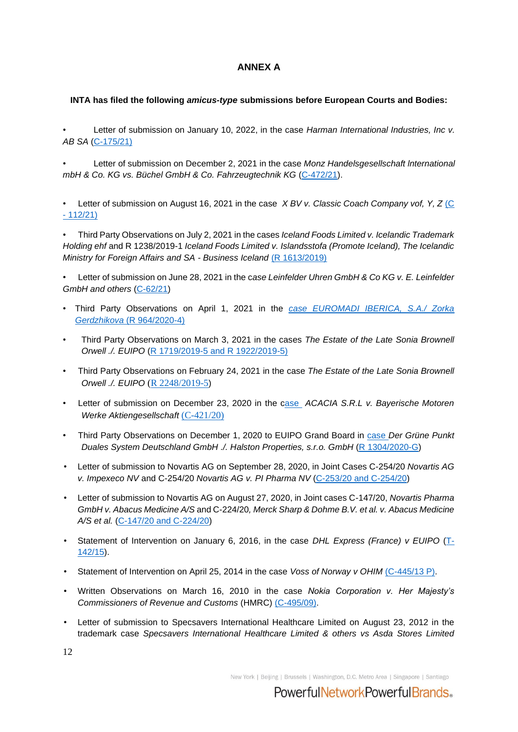# ANNEX A

**INTA has filed the following *amicus-type* submissions before European Courts and Bodies:**

- Letter of submission on January 10, 2022, in the case *Harman International Industries, Inc v. AB SA* (C-175/21)

- Letter of submission on December 2, 2021 in the case *Monz Handelsgesellschaft International mbH & Co. KG vs. Büchel GmbH & Co. Fahrzeugtechnik KG* (C-472/21).

- Letter of submission on August 16, 2021 in the case *X BV v. Classic Coach Company vof, Y, Z* (C - 112/21)

- Third Party Observations on July 2, 2021 in the cases *Iceland Foods Limited v. Icelandic Trademark Holding ehf* and R 1238/2019-1 *Iceland Foods Limited v. Islandsstofa (Promote Iceland), The Icelandic Ministry for Foreign Affairs and SA - Business Iceland* (R 1613/2019)

- Letter of submission on June 28, 2021 in the c*ase Leinfelder Uhren GmbH & Co KG v. E. Leinfelder GmbH and others* (C-62/21)

- Third Party Observations on April 1, 2021 in the *case EUROMADI IBERICA, S.A./ Zorka Gerdzhikova* (R 964/2020-4)

- Third Party Observations on March 3, 2021 in the cases *The Estate of the Late Sonia Brownell Orwell ./. EUIPO* (R 1719/2019-5 and R 1922/2019-5)

- Third Party Observations on February 24, 2021 in the case *The Estate of the Late Sonia Brownell Orwell ./. EUIPO* (R 2248/2019-5)

- Letter of submission on December 23, 2020 in the case *ACACIA S.R.L v. Bayerische Motoren Werke Aktiengesellschaft* (C-421/20)

- Third Party Observations on December 1, 2020 to EUIPO Grand Board in case *Der Grüne Punkt Duales System Deutschland GmbH ./. Halston Properties, s.r.o. GmbH* (R 1304/2020-G)

- Letter of submission to Novartis AG on September 28, 2020, in Joint Cases C-254/20 *Novartis AG v. Impexeco NV* and C-254/20 *Novartis AG v. PI Pharma NV* (C-253/20 and C-254/20)

- Letter of submission to Novartis AG on August 27, 2020, in Joint cases C-147/20, *Novartis Pharma GmbH v. Abacus Medicine A/S* and C-224/20*, Merck Sharp & Dohme B.V. et al. v. Abacus Medicine A/S et al.* (C-147/20 and C-224/20)

- Statement of Intervention on January 6, 2016, in the case *DHL Express (France) v EUIPO* (T-142/15).

- Statement of Intervention on April 25, 2014 in the case *Voss of Norway v OHIM* (C-445/13 P).

- Written Observations on March 16, 2010 in the case *Nokia Corporation v. Her Majesty's Commissioners of Revenue and Customs* (HMRC) (C-495/09).

- Letter of submission to Specsavers International Healthcare Limited on August 23, 2012 in the trademark case *Specsavers International Healthcare Limited & others vs Asda Stores Limited*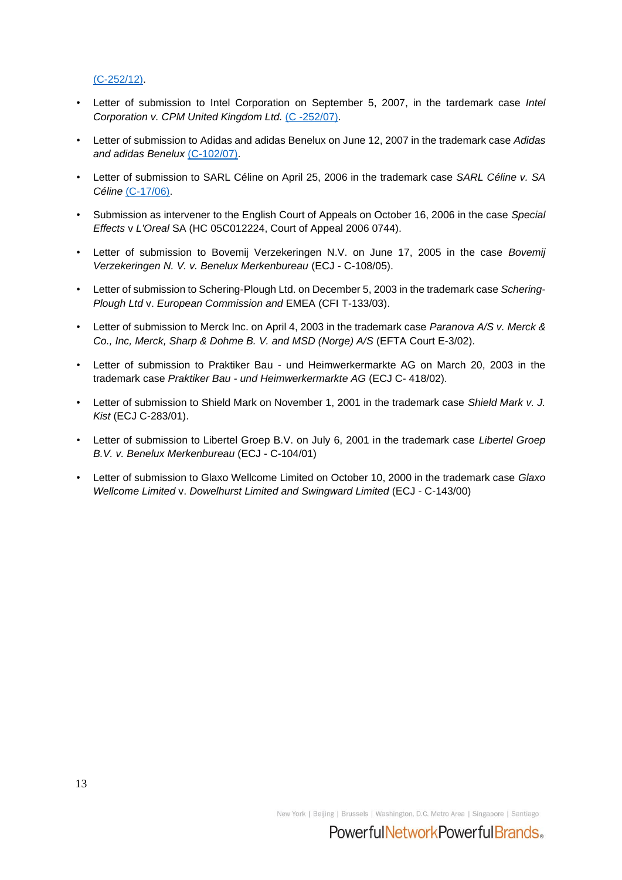(C-252/12).

- Letter of submission to Intel Corporation on September 5, 2007, in the tardemark case *Intel Corporation v. CPM United Kingdom Ltd.* (C -252/07).
- Letter of submission to Adidas and adidas Benelux on June 12, 2007 in the trademark case *Adidas and adidas Benelux* (C-102/07).
- Letter of submission to SARL Céline on April 25, 2006 in the trademark case *SARL Céline v. SA Céline* (C-17/06).
- Submission as intervener to the English Court of Appeals on October 16, 2006 in the case *Special Effects* v *L'Oreal* SA (HC 05C012224, Court of Appeal 2006 0744).
- Letter of submission to Bovemij Verzekeringen N.V. on June 17, 2005 in the case *Bovemij Verzekeringen N. V. v. Benelux Merkenbureau* (ECJ - C-108/05).
- Letter of submission to Schering-Plough Ltd. on December 5, 2003 in the trademark case *Schering-Plough Ltd* v. *European Commission and* EMEA (CFI T-133/03).
- Letter of submission to Merck Inc. on April 4, 2003 in the trademark case *Paranova A/S v. Merck & Co., Inc, Merck, Sharp & Dohme B. V. and MSD (Norge) A/S* (EFTA Court E-3/02).
- Letter of submission to Praktiker Bau - und Heimwerkermarkte AG on March 20, 2003 in the trademark case *Praktiker Bau - und Heimwerkermarkte AG* (ECJ C- 418/02).
- Letter of submission to Shield Mark on November 1, 2001 in the trademark case *Shield Mark v. J. Kist* (ECJ C-283/01).
- Letter of submission to Libertel Groep B.V. on July 6, 2001 in the trademark case *Libertel Groep B.V. v. Benelux Merkenbureau* (ECJ - C-104/01)
- Letter of submission to Glaxo Wellcome Limited on October 10, 2000 in the trademark case *Glaxo Wellcome Limited* v. *Dowelhurst Limited and Swingward Limited* (ECJ - C-143/00)